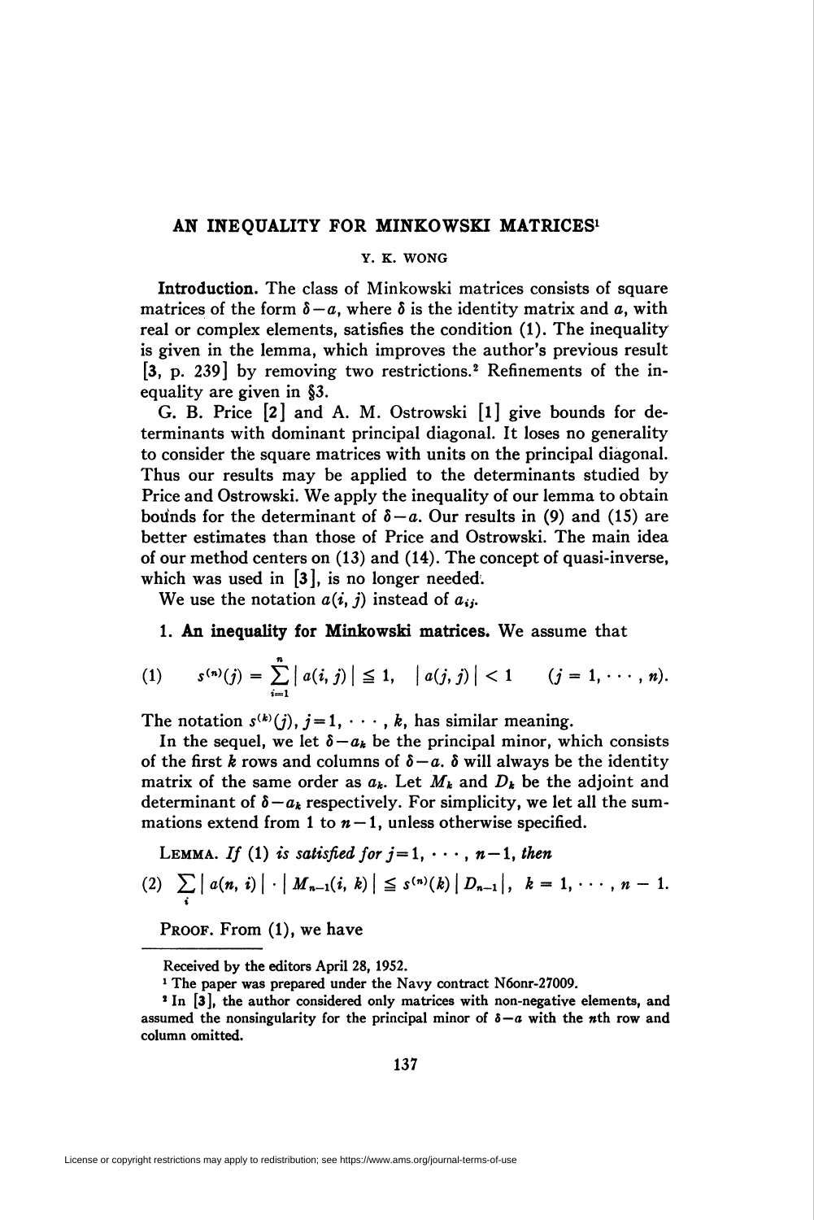# AN INEQUALITY FOR MINKOWSKI MATRICES[1]

Y. K. WONG

**Introduction.** The class of Minkowski matrices consists of square matrices of the form $\delta - a$, where $\delta$ is the identity matrix and $a$, with real or complex elements, satisfies the condition (1). The inequality is given in the lemma, which improves the author's previous result [3, p. 239] by removing two restrictions.[2] Refinements of the inequality are given in §3.

G. B. Price [2] and A. M. Ostrowski [1] give bounds for determinants with dominant principal diagonal. It loses no generality to consider the square matrices with units on the principal diagonal. Thus our results may be applied to the determinants studied by Price and Ostrowski. We apply the inequality of our lemma to obtain bounds for the determinant of $\delta - a$. Our results in (9) and (15) are better estimates than those of Price and Ostrowski. The main idea of our method centers on (13) and (14). The concept of quasi-inverse, which was used in [3], is no longer needed.

We use the notation $a(i, j)$ instead of $a_{ij}$.

**1. An inequality for Minkowski matrices.** We assume that

$$(1) \qquad s^{(n)}(j) = \sum_{i=1}^{n} |a(i, j)| \leq 1, \quad |a(j, j)| < 1 \qquad (j = 1, \cdots, n).$$

The notation $s^{(k)}(j)$, $j = 1, \cdots, k$, has similar meaning.

In the sequel, we let $\delta - a_k$ be the principal minor, which consists of the first $k$ rows and columns of $\delta - a$. $\delta$ will always be the identity matrix of the same order as $a_k$. Let $M_k$ and $D_k$ be the adjoint and determinant of $\delta - a_k$ respectively. For simplicity, we let all the summations extend from 1 to $n-1$, unless otherwise specified.

LEMMA. *If* (1) *is satisfied for* $j = 1, \cdots, n-1$, *then*

$$(2) \quad \sum_i |a(n, i)| \cdot |M_{n-1}(i, k)| \leq s^{(n)}(k) |D_{n-1}|, \quad k = 1, \cdots, n-1.$$

PROOF. From (1), we have

---

Received by the editors April 28, 1952.

[1] The paper was prepared under the Navy contract N6onr-27009.

[2] In [3], the author considered only matrices with non-negative elements, and assumed the nonsingularity for the principal minor of $\delta - a$ with the $n$th row and column omitted.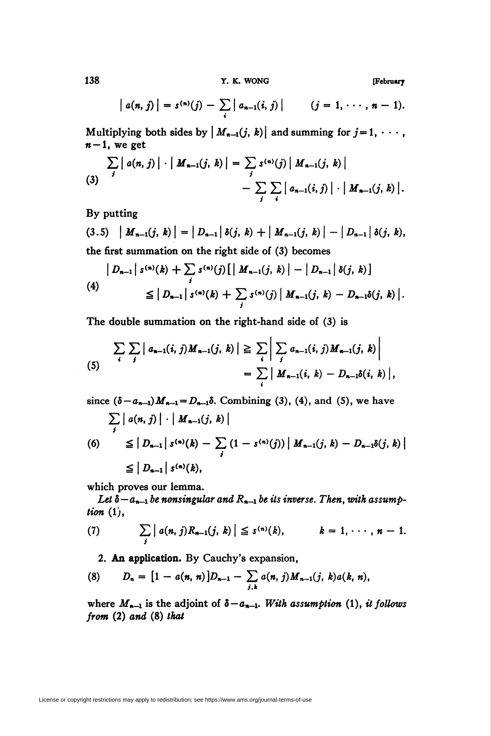$$|a(n, j)| = s^{(n)}(j) - \sum_i |a_{n-1}(i, j)| \qquad (j = 1, \cdots, n-1).$$

Multiplying both sides by $|M_{n-1}(j, k)|$ and summing for $j = 1, \cdots, n-1$, we get

$$\sum_j |a(n, j)| \cdot |M_{n-1}(j, k)| = \sum_j s^{(n)}(j) |M_{n-1}(j, k)| - \sum_j \sum_i |a_{n-1}(i, j)| \cdot |M_{n-1}(j, k)|. \tag{3}$$

By putting

$$|M_{n-1}(j, k)| = |D_{n-1}| \delta(j, k) + |M_{n-1}(j, k)| - |D_{n-1}| \delta(j, k), \tag{3.5}$$

the first summation on the right side of (3) becomes

$$\begin{aligned} &|D_{n-1}| s^{(n)}(k) + \sum_j s^{(n)}(j) [|M_{n-1}(j, k)| - |D_{n-1}| \delta(j, k)] \\ &\leqq |D_{n-1}| s^{(n)}(k) + \sum_j s^{(n)}(j) |M_{n-1}(j, k) - D_{n-1}\delta(j, k)|. \end{aligned} \tag{4}$$

The double summation on the right-hand side of (3) is

$$\begin{aligned} \sum_i \sum_j |a_{n-1}(i, j) M_{n-1}(j, k)| &\geqq \sum_i \left| \sum_j a_{n-1}(i, j) M_{n-1}(j, k) \right| \\ &= \sum_i |M_{n-1}(i, k) - D_{n-1}\delta(i, k)|, \end{aligned} \tag{5}$$

since $(\delta - a_{n-1}) M_{n-1} = D_{n-1}\delta$. Combining (3), (4), and (5), we have

$$\begin{aligned} &\sum_j |a(n, j)| \cdot |M_{n-1}(j, k)| \\ &\leqq |D_{n-1}| s^{(n)}(k) - \sum_j (1 - s^{(n)}(j)) |M_{n-1}(j, k) - D_{n-1}\delta(j, k)| \\ &\leqq |D_{n-1}| s^{(n)}(k), \end{aligned} \tag{6}$$

which proves our lemma.

*Let $\delta - a_{n-1}$ be nonsingular and $R_{n-1}$ be its inverse. Then, with assumption* (1),

$$\sum_j |a(n, j) R_{n-1}(j, k)| \leqq s^{(n)}(k), \qquad k = 1, \cdots, n-1. \tag{7}$$

**2. An application.** By Cauchy's expansion,

$$D_n = [1 - a(n, n)] D_{n-1} - \sum_{j,k} a(n, j) M_{n-1}(j, k) a(k, n), \tag{8}$$

where $M_{n-1}$ is the adjoint of $\delta - a_{n-1}$. *With assumption* (1), *it follows from* (2) *and* (8) *that*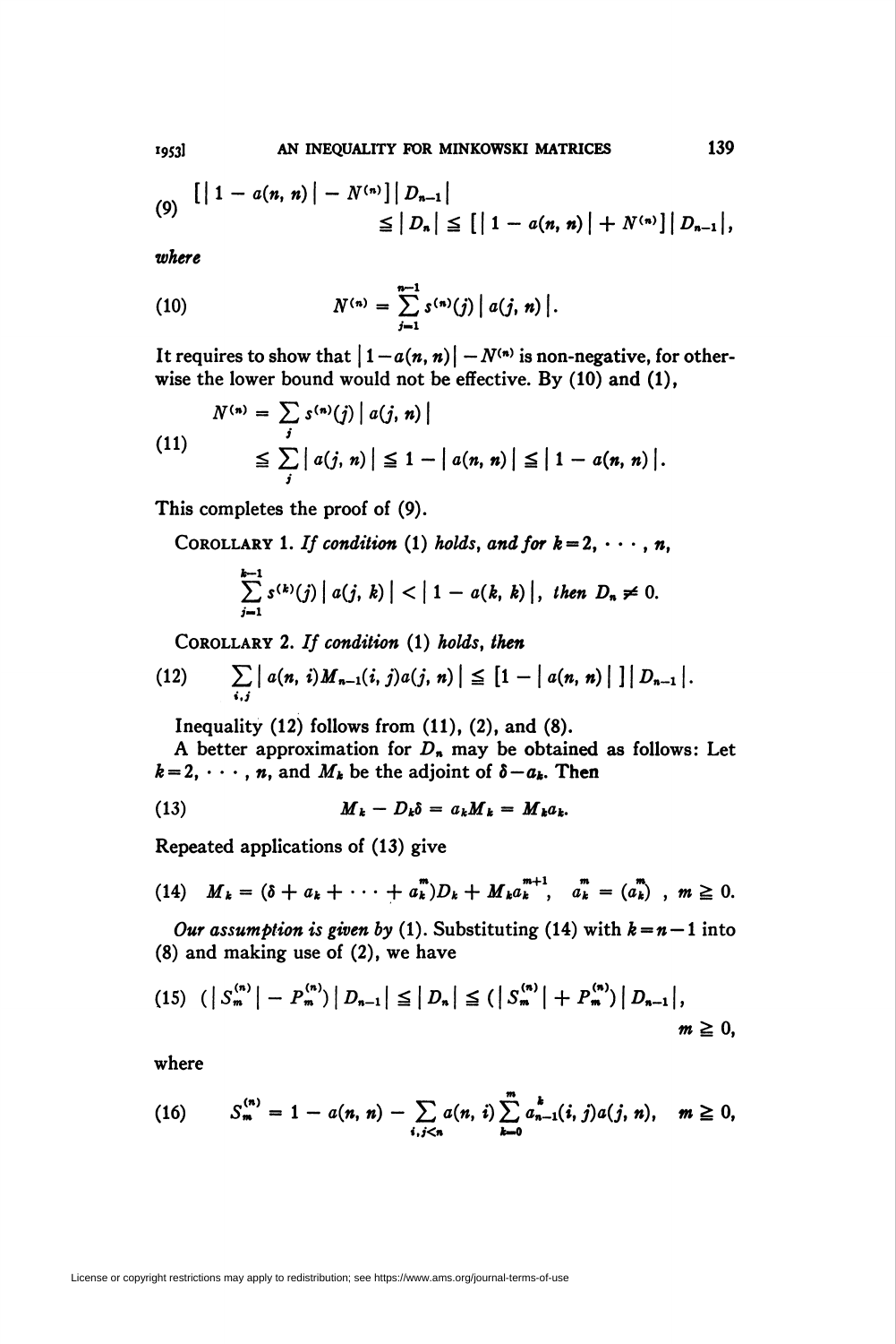$$[\,|1 - a(n, n)| - N^{(n)}]\,|D_{n-1}| \leq |D_n| \leq [\,|1 - a(n, n)| + N^{(n)}]\,|D_{n-1}|, \tag{9}$$

*where*

$$N^{(n)} = \sum_{j=1}^{n-1} s^{(n)}(j)\,|a(j, n)|. \tag{10}$$

It requires to show that $|1 - a(n, n)| - N^{(n)}$ is non-negative, for otherwise the lower bound would not be effective. By (10) and (1),

$$\begin{aligned} N^{(n)} &= \sum_j s^{(n)}(j)\,|a(j, n)| \\ &\leq \sum_j |a(j, n)| \leq 1 - |a(n, n)| \leq |1 - a(n, n)|. \end{aligned} \tag{11}$$

This completes the proof of (9).

COROLLARY 1. *If condition* (1) *holds, and for* $k = 2, \cdots, n$,

$$\sum_{j=1}^{k-1} s^{(k)}(j)\,|a(j, k)| < |1 - a(k, k)|, \text{ then } D_n \neq 0.$$

COROLLARY 2. *If condition* (1) *holds, then*

$$\sum_{i,j} |a(n, i) M_{n-1}(i, j) a(j, n)| \leq [1 - |a(n, n)|\,]\,|D_{n-1}|. \tag{12}$$

Inequality (12) follows from (11), (2), and (8).

A better approximation for $D_n$ may be obtained as follows: Let $k = 2, \cdots, n$, and $M_k$ be the adjoint of $\delta - a_k$. Then

$$M_k - D_k \delta = a_k M_k = M_k a_k. \tag{13}$$

Repeated applications of (13) give

$$M_k = (\delta + a_k + \cdots + \overset{m}{a_k}) D_k + M_k \overset{m+1}{a_k}, \quad \overset{m}{a_k} = (a_k)^m, \quad m \geq 0. \tag{14}$$

*Our assumption is given by* (1). Substituting (14) with $k = n - 1$ into (8) and making use of (2), we have

$$(\,|S_m^{(n)}| - P_m^{(n)})\,|D_{n-1}| \leq |D_n| \leq (\,|S_m^{(n)}| + P_m^{(n)})\,|D_{n-1}|, \quad m \geq 0, \tag{15}$$

where

$$S_m^{(n)} = 1 - a(n, n) - \sum_{i,j<n} a(n, i) \sum_{k=0}^{m} \overset{k}{a}_{n-1}(i, j) a(j, n), \quad m \geq 0, \tag{16}$$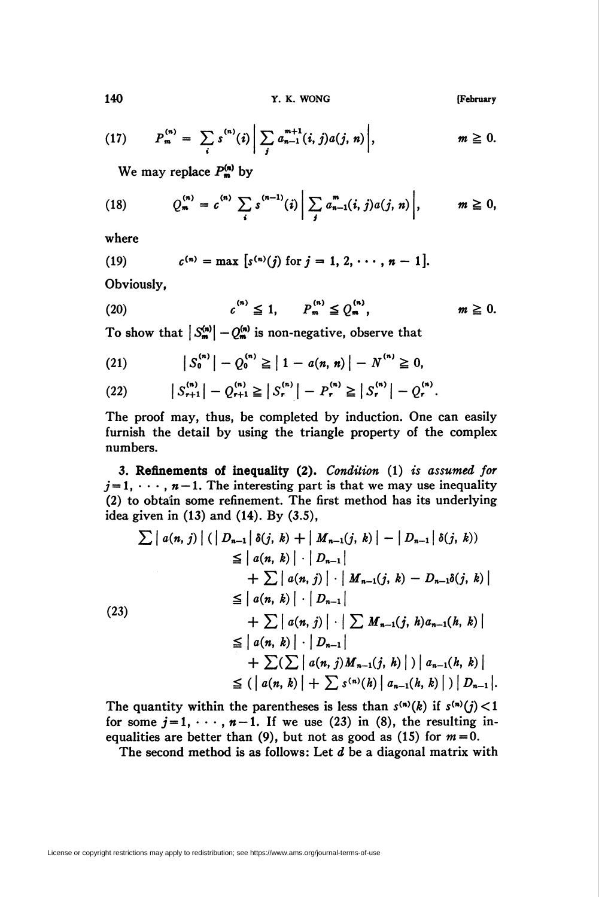$$(17) \qquad P_m^{(n)} = \sum_i s^{(n)}(i) \left| \sum_j a_{n-1}^{m+1}(i, j) a(j, n) \right|, \qquad m \geqq 0.$$

We may replace $P_m^{(n)}$ by

$$(18) \qquad Q_m^{(n)} = c^{(n)} \sum_i s^{(n-1)}(i) \left| \sum_j a_{n-1}^{m}(i, j) a(j, n) \right|, \qquad m \geqq 0,$$

where

$$(19) \qquad c^{(n)} = \max \left[ s^{(n)}(j) \text{ for } j = 1, 2, \cdots, n-1 \right].$$

Obviously,

$$(20) \qquad c^{(n)} \leqq 1, \qquad P_m^{(n)} \leqq Q_m^{(n)}, \qquad m \geqq 0.$$

To show that $|S_m^{(n)}| - Q_m^{(n)}$ is non-negative, observe that

$$(21) \qquad |S_0^{(n)}| - Q_0^{(n)} \geqq |1 - a(n, n)| - N^{(n)} \geqq 0,$$

$$(22) \qquad |S_{r+1}^{(n)}| - Q_{r+1}^{(n)} \geqq |S_r^{(n)}| - P_r^{(n)} \geqq |S_r^{(n)}| - Q_r^{(n)}.$$

The proof may, thus, be completed by induction. One can easily furnish the detail by using the triangle property of the complex numbers.

**3. Refinements of inequality (2).** *Condition* (1) *is assumed for* $j = 1, \cdots, n-1$. The interesting part is that we may use inequality (2) to obtain some refinement. The first method has its underlying idea given in (13) and (14). By (3.5),

$$(23) \qquad \begin{aligned} \sum |a(n, j)| \left( |D_{n-1}| \delta(j, k) + |M_{n-1}(j, k)| - |D_{n-1}| \delta(j, k) \right) & \\ \leqq |a(n, k)| \cdot |D_{n-1}| & \\ + \sum |a(n, j)| \cdot |M_{n-1}(j, k) - D_{n-1}\delta(j, k)| & \\ \leqq |a(n, k)| \cdot |D_{n-1}| & \\ + \sum |a(n, j)| \cdot \left| \sum M_{n-1}(j, h) a_{n-1}(h, k) \right| & \\ \leqq |a(n, k)| \cdot |D_{n-1}| & \\ + \sum \left( \sum |a(n, j) M_{n-1}(j, h)| \right) |a_{n-1}(h, k)| & \\ \leqq \left( |a(n, k)| + \sum s^{(n)}(h) |a_{n-1}(h, k)| \right) |D_{n-1}|. & \end{aligned}$$

The quantity within the parentheses is less than $s^{(n)}(k)$ if $s^{(n)}(j) < 1$ for some $j = 1, \cdots, n-1$. If we use (23) in (8), the resulting inequalities are better than (9), but not as good as (15) for $m = 0$.

The second method is as follows: Let $d$ be a diagonal matrix with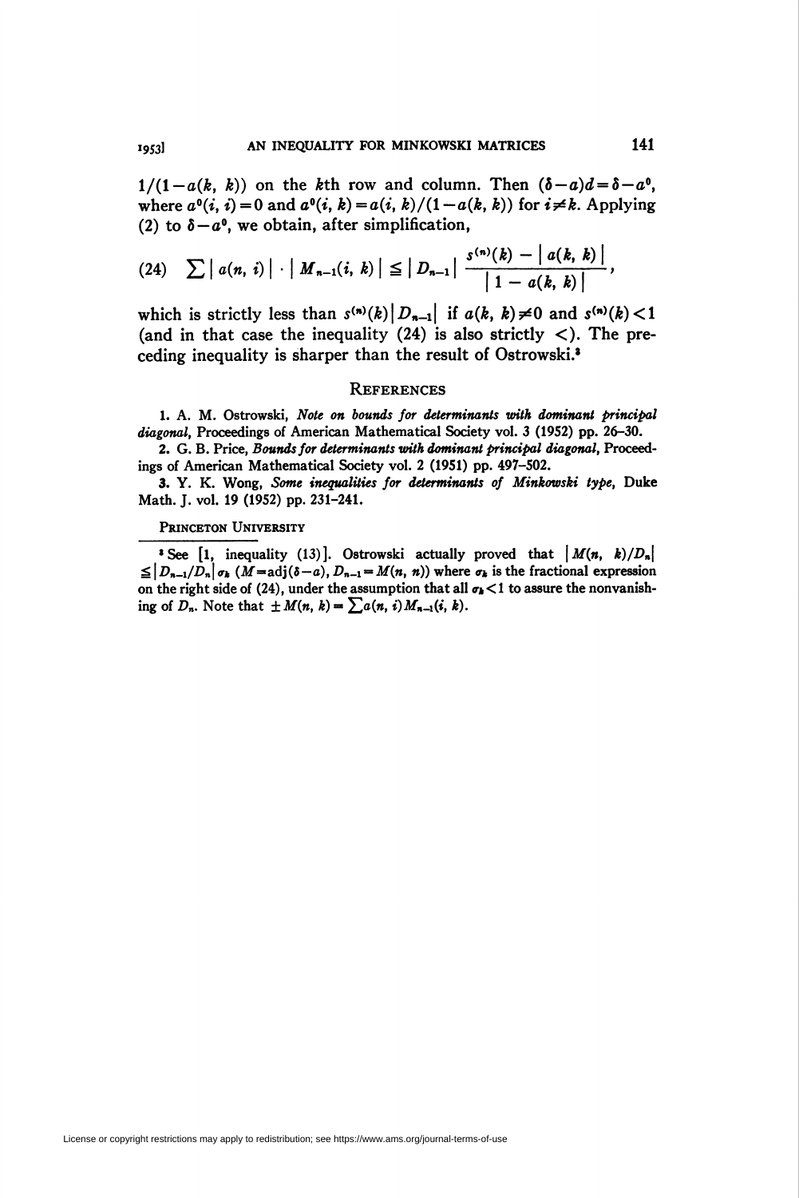$1/(1-a(k, k))$ on the $k$th row and column. Then $(\delta-a)d=\delta-a^0$, where $a^0(i, i)=0$ and $a^0(i, k)=a(i, k)/(1-a(k, k))$ for $i\neq k$. Applying (2) to $\delta-a^0$, we obtain, after simplification,

$$(24) \quad \sum | a(n, i) | \cdot | M_{n-1}(i, k) | \leqq | D_{n-1} | \frac{s^{(n)}(k) - | a(k, k) |}{| 1 - a(k, k) |},$$

which is strictly less than $s^{(n)}(k)|D_{n-1}|$ if $a(k, k)\neq 0$ and $s^{(n)}(k)<1$ (and in that case the inequality (24) is also strictly $<$). The preceding inequality is sharper than the result of Ostrowski.[3]

## References

1. A. M. Ostrowski, *Note on bounds for determinants with dominant principal diagonal*, Proceedings of American Mathematical Society vol. 3 (1952) pp. 26–30.

2. G. B. Price, *Bounds for determinants with dominant principal diagonal*, Proceedings of American Mathematical Society vol. 2 (1951) pp. 497–502.

3. Y. K. Wong, *Some inequalities for determinants of Minkowski type*, Duke Math. J. vol. 19 (1952) pp. 231–241.

PRINCETON UNIVERSITY

[3] See [1, inequality (13)]. Ostrowski actually proved that $|M(n, k)/D_n| \leqq |D_{n-1}/D_n|\sigma_k$ ($M=\text{adj}(\delta-a)$, $D_{n-1}=M(n, n)$) where $\sigma_k$ is the fractional expression on the right side of (24), under the assumption that all $\sigma_k<1$ to assure the nonvanishing of $D_n$. Note that $\pm M(n, k)=\sum a(n, i)M_{n-1}(i, k)$.